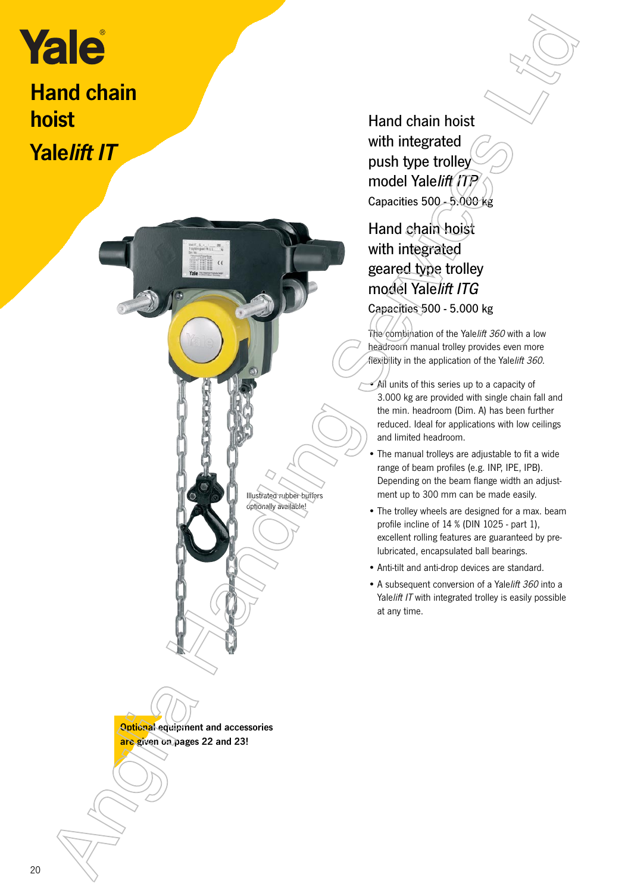# Yale

## Hand chain hoist

## Yale*lift IT*

Illustrated rubber buffers optionally available!

**Optional equipment and accessories are given on pages 22 and 23!**

### Hand chain hoist with integrated push type trolley model Yale*lift ITP*

Capacities 500 - 5.000 kg

### Hand chain hoist with integrated geared type trolley model Yale*lift ITG*

Capacities 500 - 5.000 kg

The combination of the Yale*lift 360* with a low headroom manual trolley provides even more flexibility in the application of the Yale*lift 360*.

- All units of this series up to a capacity of 3.000 kg are provided with single chain fall and the min. headroom (Dim. A) has been further reduced. Ideal for applications with low ceilings and limited headroom.
- The manual trolleys are adjustable to fit a wide range of beam profiles (e.g. INP, IPE, IPB). Depending on the beam flange width an adjustment up to 300 mm can be made easily.
- The trolley wheels are designed for a max. beam profile incline of 14 % (DIN 1025 - part 1), excellent rolling features are guaranteed by pre-lubricated, encapsulated ball bearings.
- Anti-tilt and anti-drop devices are standard.
- A subsequent conversion of a Yale*lift 360* into a Yale*lift IT* with integrated trolley is easily possible at any time.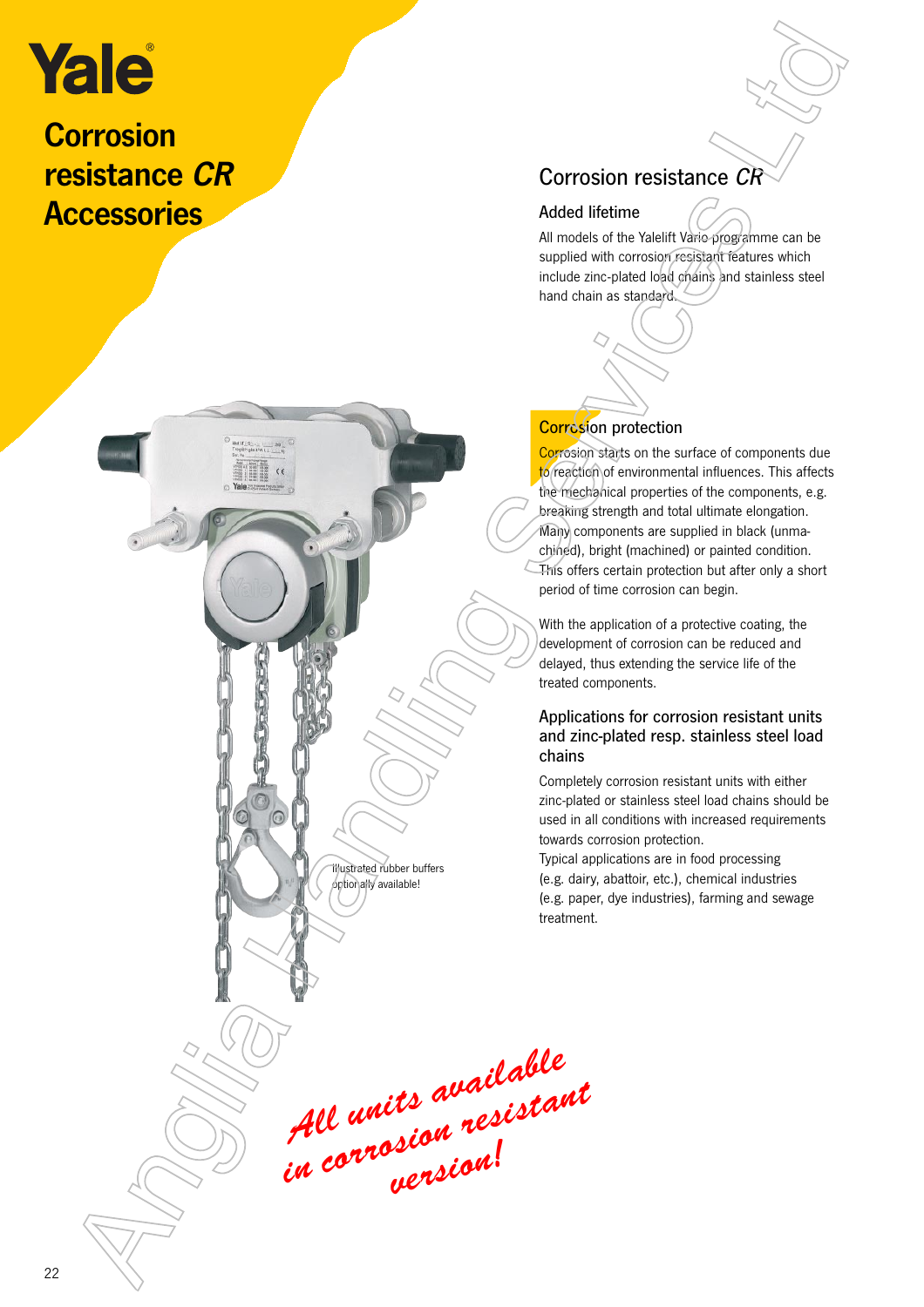# Corrosion resistance *CR* Accessories

## Corrosion resistance *CR*

### Added lifetime

All models of the Yalelift Vario programme can be supplied with corrosion resistant features which include zinc-plated load chains and stainless steel hand chain as standard.

### Corrosion protection

Corrosion starts on the surface of components due to reaction of environmental influences. This affects the mechanical properties of the components, e.g. breaking strength and total ultimate elongation. Many components are supplied in black (unmachined), bright (machined) or painted condition. This offers certain protection but after only a short period of time corrosion can begin.

With the application of a protective coating, the development of corrosion can be reduced and delayed, thus extending the service life of the treated components.

### Applications for corrosion resistant units and zinc-plated resp. stainless steel load chains

Completely corrosion resistant units with either zinc-plated or stainless steel load chains should be used in all conditions with increased requirements towards corrosion protection.
Typical applications are in food processing (e.g. dairy, abattoir, etc.), chemical industries (e.g. paper, dye industries), farming and sewage treatment.

Illustrated rubber buffers optionally available!

*All units available in corrosion resistant version!*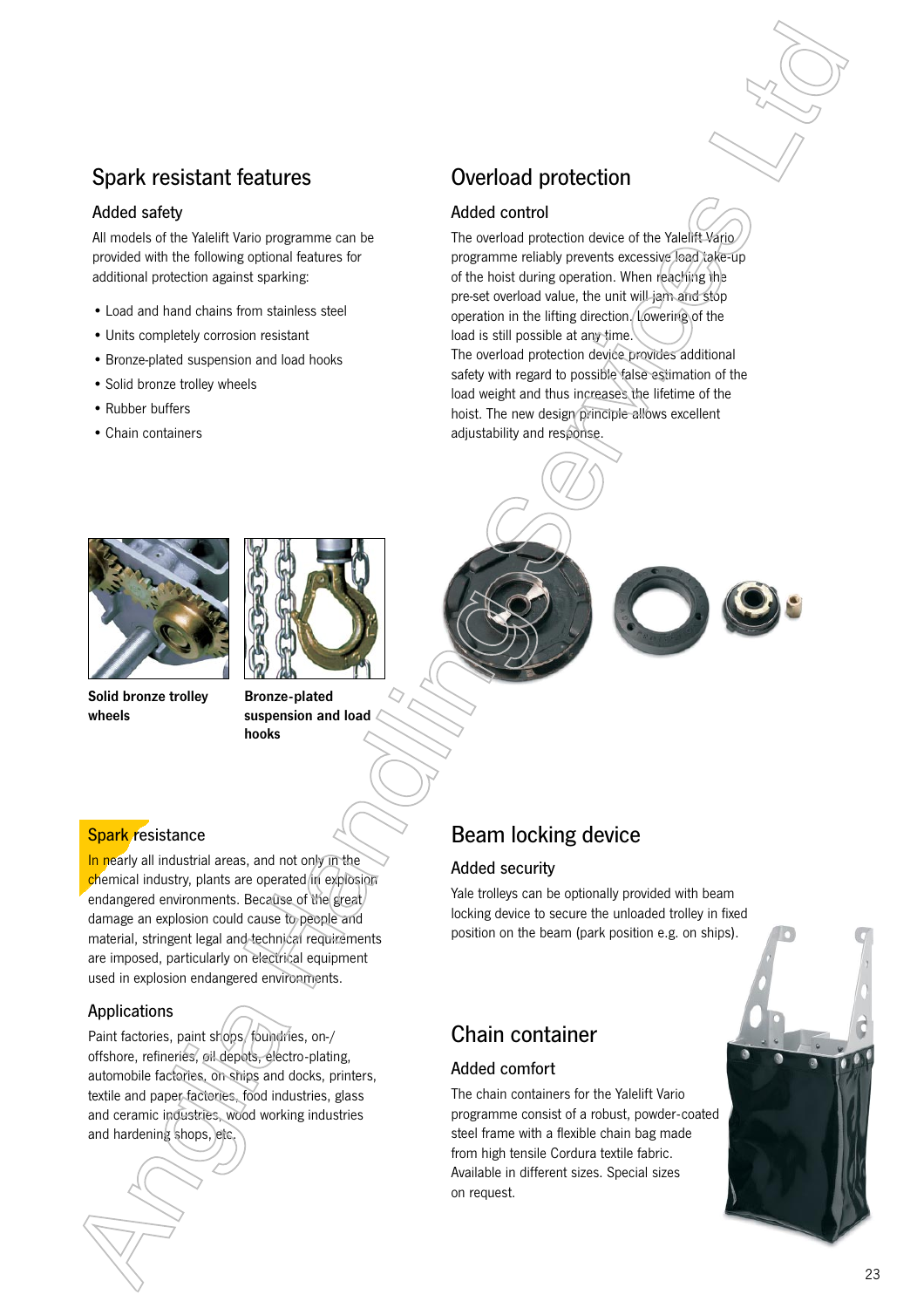## Spark resistant features

### Added safety

All models of the Yalelift Vario programme can be provided with the following optional features for additional protection against sparking:

- Load and hand chains from stainless steel
- Units completely corrosion resistant
- Bronze-plated suspension and load hooks
- Solid bronze trolley wheels
- Rubber buffers
- Chain containers

**Solid bronze trolley wheels**

**Bronze-plated suspension and load hooks**

### Spark resistance

In nearly all industrial areas, and not only in the chemical industry, plants are operated in explosion endangered environments. Because of the great damage an explosion could cause to people and material, stringent legal and technical requirements are imposed, particularly on electrical equipment used in explosion endangered environments.

### Applications

Paint factories, paint shops, foundries, on-/offshore, refineries, oil depots, electro-plating, automobile factories, on ships and docks, printers, textile and paper factories, food industries, glass and ceramic industries, wood working industries and hardening shops, etc.

## Overload protection

### Added control

The overload protection device of the Yalelift Vario programme reliably prevents excessive load take-up of the hoist during operation. When reaching the pre-set overload value, the unit will jam and stop operation in the lifting direction. Lowering of the load is still possible at any time.
The overload protection device provides additional safety with regard to possible false estimation of the load weight and thus increases the lifetime of the hoist. The new design principle allows excellent adjustability and response.

## Beam locking device

### Added security

Yale trolleys can be optionally provided with beam locking device to secure the unloaded trolley in fixed position on the beam (park position e.g. on ships).

## Chain container

### Added comfort

The chain containers for the Yalelift Vario programme consist of a robust, powder-coated steel frame with a flexible chain bag made from high tensile Cordura textile fabric. Available in different sizes. Special sizes on request.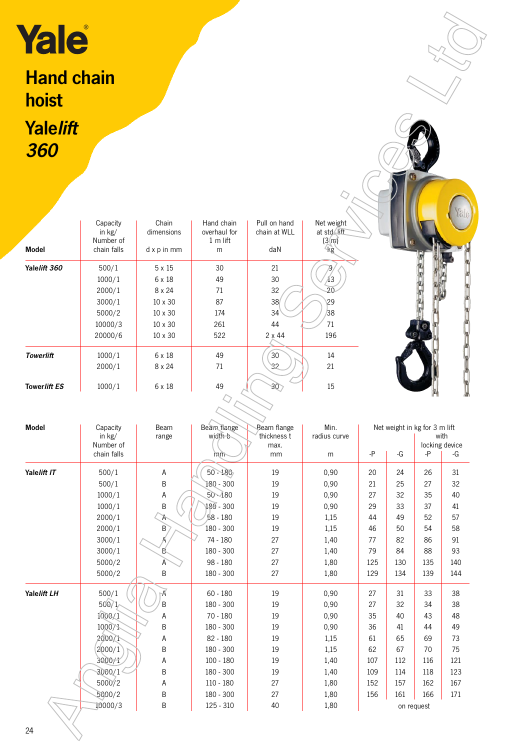# Yale

## Hand chain hoist

## Yale*lift* 360

| Model | Capacity in kg/ Number of chain falls | Chain dimensions d x p in mm | Hand chain overhaul for 1 m lift m | Pull on hand chain at WLL daN | Net weight at std. lift (3 m) kg |
|---|---|---|---|---|---|
| **Yale*lift* 360** | 500/1 | 5 x 15 | 30 | 21 | 9 |
| | 1000/1 | 6 x 18 | 49 | 30 | 13 |
| | 2000/1 | 8 x 24 | 71 | 32 | 20 |
| | 3000/1 | 10 x 30 | 87 | 38 | 29 |
| | 5000/2 | 10 x 30 | 174 | 34 | 38 |
| | 10000/3 | 10 x 30 | 261 | 44 | 71 |
| | 20000/6 | 10 x 30 | 522 | 2 x 44 | 196 |
| ***Towerlift*** | 1000/1 | 6 x 18 | 49 | 30 | 14 |
| | 2000/1 | 8 x 24 | 71 | 32 | 21 |
| **Tower*lift* ES** | 1000/1 | 6 x 18 | 49 | 30 | 15 |

| Model | Capacity in kg/ Number of chain falls | Beam range | Beam flange width b mm | Beam flange thickness t max. mm | Min. radius curve m | Net weight in kg for 3 m lift -P | -G | with locking device -P | -G |
|---|---|---|---|---|---|---|---|---|---|
| **Yale*lift* IT** | 500/1 | A | 50 - 180 | 19 | 0,90 | 20 | 24 | 26 | 31 |
| | 500/1 | B | 180 - 300 | 19 | 0,90 | 21 | 25 | 27 | 32 |
| | 1000/1 | A | 50 - 180 | 19 | 0,90 | 27 | 32 | 35 | 40 |
| | 1000/1 | B | 180 - 300 | 19 | 0,90 | 29 | 33 | 37 | 41 |
| | 2000/1 | A | 58 - 180 | 19 | 1,15 | 44 | 49 | 52 | 57 |
| | 2000/1 | B | 180 - 300 | 19 | 1,15 | 46 | 50 | 54 | 58 |
| | 3000/1 | A | 74 - 180 | 27 | 1,40 | 77 | 82 | 86 | 91 |
| | 3000/1 | B | 180 - 300 | 27 | 1,40 | 79 | 84 | 88 | 93 |
| | 5000/2 | A | 98 - 180 | 27 | 1,80 | 125 | 130 | 135 | 140 |
| | 5000/2 | B | 180 - 300 | 27 | 1,80 | 129 | 134 | 139 | 144 |
| **Yale*lift* LH** | 500/1 | A | 60 - 180 | 19 | 0,90 | 27 | 31 | 33 | 38 |
| | 500/1 | B | 180 - 300 | 19 | 0,90 | 27 | 32 | 34 | 38 |
| | 1000/1 | A | 70 - 180 | 19 | 0,90 | 35 | 40 | 43 | 48 |
| | 1000/1 | B | 180 - 300 | 19 | 0,90 | 36 | 41 | 44 | 49 |
| | 2000/1 | A | 82 - 180 | 19 | 1,15 | 61 | 65 | 69 | 73 |
| | 2000/1 | B | 180 - 300 | 19 | 1,15 | 62 | 67 | 70 | 75 |
| | 3000/1 | A | 100 - 180 | 19 | 1,40 | 107 | 112 | 116 | 121 |
| | 3000/1 | B | 180 - 300 | 19 | 1,40 | 109 | 114 | 118 | 123 |
| | 5000/2 | A | 110 - 180 | 27 | 1,80 | 152 | 157 | 162 | 167 |
| | 5000/2 | B | 180 - 300 | 27 | 1,80 | 156 | 161 | 166 | 171 |
| | 10000/3 | B | 125 - 310 | 40 | 1,80 | on request | | | |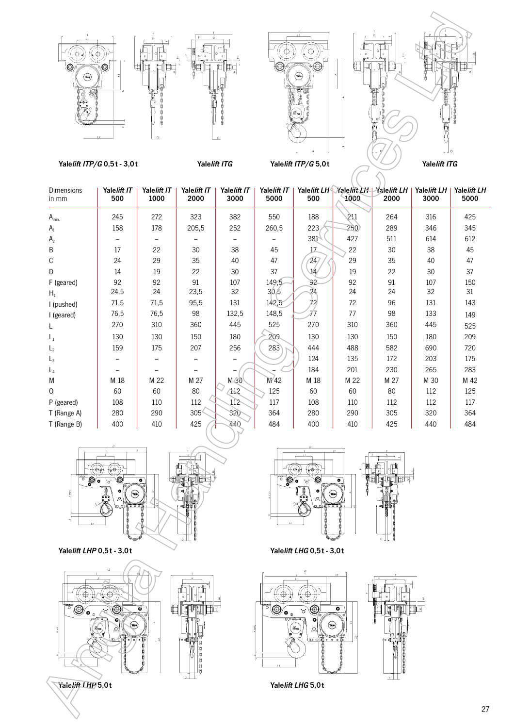Yale*lift ITP/G* 0,5 t - 3,0 t

Yale*lift ITG*

Yale*lift ITP/G* 5,0 t

Yale*lift ITG*

| Dimensions in mm | Yale*lift IT* 500 | Yale*lift IT* 1000 | Yale*lift IT* 2000 | Yale*lift IT* 3000 | Yale*lift IT* 5000 | Yale*lift LH* 500 | Yale*lift LH* 1000 | Yale*lift LH* 2000 | Yale*lift LH* 3000 | Yale*lift LH* 5000 |
|---|---|---|---|---|---|---|---|---|---|---|
| $A_{min.}$ | 245 | 272 | 323 | 382 | 550 | 188 | 211 | 264 | 316 | 425 |
| $A_1$ | 158 | 178 | 205,5 | 252 | 260,5 | 223 | 250 | 289 | 346 | 345 |
| $A_2$ | – | – | – | – | – | 381 | 427 | 511 | 614 | 612 |
| B | 17 | 22 | 30 | 38 | 45 | 17 | 22 | 30 | 38 | 45 |
| C | 24 | 29 | 35 | 40 | 47 | 24 | 29 | 35 | 40 | 47 |
| D | 14 | 19 | 22 | 30 | 37 | 14 | 19 | 22 | 30 | 37 |
| F (geared) | 92 | 92 | 91 | 107 | 149,5 | 92 | 92 | 91 | 107 | 150 |
| $H_1$ | 24,5 | 24 | 23,5 | 32 | 30,5 | 24 | 24 | 24 | 32 | 31 |
| I (pushed) | 71,5 | 71,5 | 95,5 | 131 | 142,5 | 72 | 72 | 96 | 131 | 143 |
| I (geared) | 76,5 | 76,5 | 98 | 132,5 | 148,5 | 77 | 77 | 98 | 133 | 149 |
| L | 270 | 310 | 360 | 445 | 525 | 270 | 310 | 360 | 445 | 525 |
| $L_1$ | 130 | 130 | 150 | 180 | 209 | 130 | 130 | 150 | 180 | 209 |
| $L_2$ | 159 | 175 | 207 | 256 | 283 | 444 | 488 | 582 | 690 | 720 |
| $L_3$ | – | – | – | – | – | 124 | 135 | 172 | 203 | 175 |
| $L_4$ | – | – | – | – | – | 184 | 201 | 230 | 265 | 283 |
| M | M 18 | M 22 | M 27 | M 30 | M 42 | M 18 | M 22 | M 27 | M 30 | M 42 |
| O | 60 | 60 | 80 | 112 | 125 | 60 | 60 | 80 | 112 | 125 |
| P (geared) | 108 | 110 | 112 | 112 | 117 | 108 | 110 | 112 | 112 | 117 |
| T (Range A) | 280 | 290 | 305 | 320 | 364 | 280 | 290 | 305 | 320 | 364 |
| T (Range B) | 400 | 410 | 425 | 440 | 484 | 400 | 410 | 425 | 440 | 484 |

Yale*lift LHP* 0,5 t - 3,0 t

Yale*lift LHG* 0,5 t - 3,0 t

Yale*lift LHP* 5,0 t

Yale*lift LHG* 5,0 t